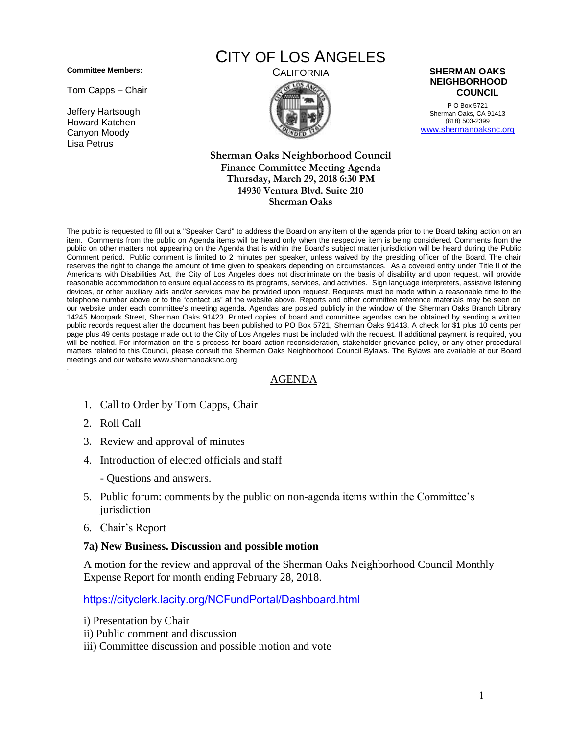**Committee Members:**

Tom Capps – Chair

Jeffery Hartsough
Howard Katchen
Canyon Moody
Lisa Petrus

# CITY OF LOS ANGELES

CALIFORNIA

**SHERMAN OAKS NEIGHBORHOOD COUNCIL**

P O Box 5721
Sherman Oaks, CA 91413
(818) 503-2399
www.shermanoaksnc.org

**Sherman Oaks Neighborhood Council**
**Finance Committee Meeting Agenda**
**Thursday, March 29, 2018 6:30 PM**
**14930 Ventura Blvd. Suite 210**
**Sherman Oaks**

The public is requested to fill out a "Speaker Card" to address the Board on any item of the agenda prior to the Board taking action on an item. Comments from the public on Agenda items will be heard only when the respective item is being considered. Comments from the public on other matters not appearing on the Agenda that is within the Board's subject matter jurisdiction will be heard during the Public Comment period. Public comment is limited to 2 minutes per speaker, unless waived by the presiding officer of the Board. The chair reserves the right to change the amount of time given to speakers depending on circumstances. As a covered entity under Title II of the Americans with Disabilities Act, the City of Los Angeles does not discriminate on the basis of disability and upon request, will provide reasonable accommodation to ensure equal access to its programs, services, and activities. Sign language interpreters, assistive listening devices, or other auxiliary aids and/or services may be provided upon request. Requests must be made within a reasonable time to the telephone number above or to the "contact us" at the website above. Reports and other committee reference materials may be seen on our website under each committee's meeting agenda. Agendas are posted publicly in the window of the Sherman Oaks Branch Library 14245 Moorpark Street, Sherman Oaks 91423. Printed copies of board and committee agendas can be obtained by sending a written public records request after the document has been published to PO Box 5721, Sherman Oaks 91413. A check for $1 plus 10 cents per page plus 49 cents postage made out to the City of Los Angeles must be included with the request. If additional payment is required, you will be notified. For information on the s process for board action reconsideration, stakeholder grievance policy, or any other procedural matters related to this Council, please consult the Sherman Oaks Neighborhood Council Bylaws. The Bylaws are available at our Board meetings and our website www.shermanoaksnc.org

## AGENDA

1. Call to Order by Tom Capps, Chair
2. Roll Call
3. Review and approval of minutes
4. Introduction of elected officials and staff

   - Questions and answers.
5. Public forum: comments by the public on non-agenda items within the Committee's jurisdiction
6. Chair's Report

**7a) New Business. Discussion and possible motion**

A motion for the review and approval of the Sherman Oaks Neighborhood Council Monthly Expense Report for month ending February 28, 2018.

https://cityclerk.lacity.org/NCFundPortal/Dashboard.html

i) Presentation by Chair
ii) Public comment and discussion
iii) Committee discussion and possible motion and vote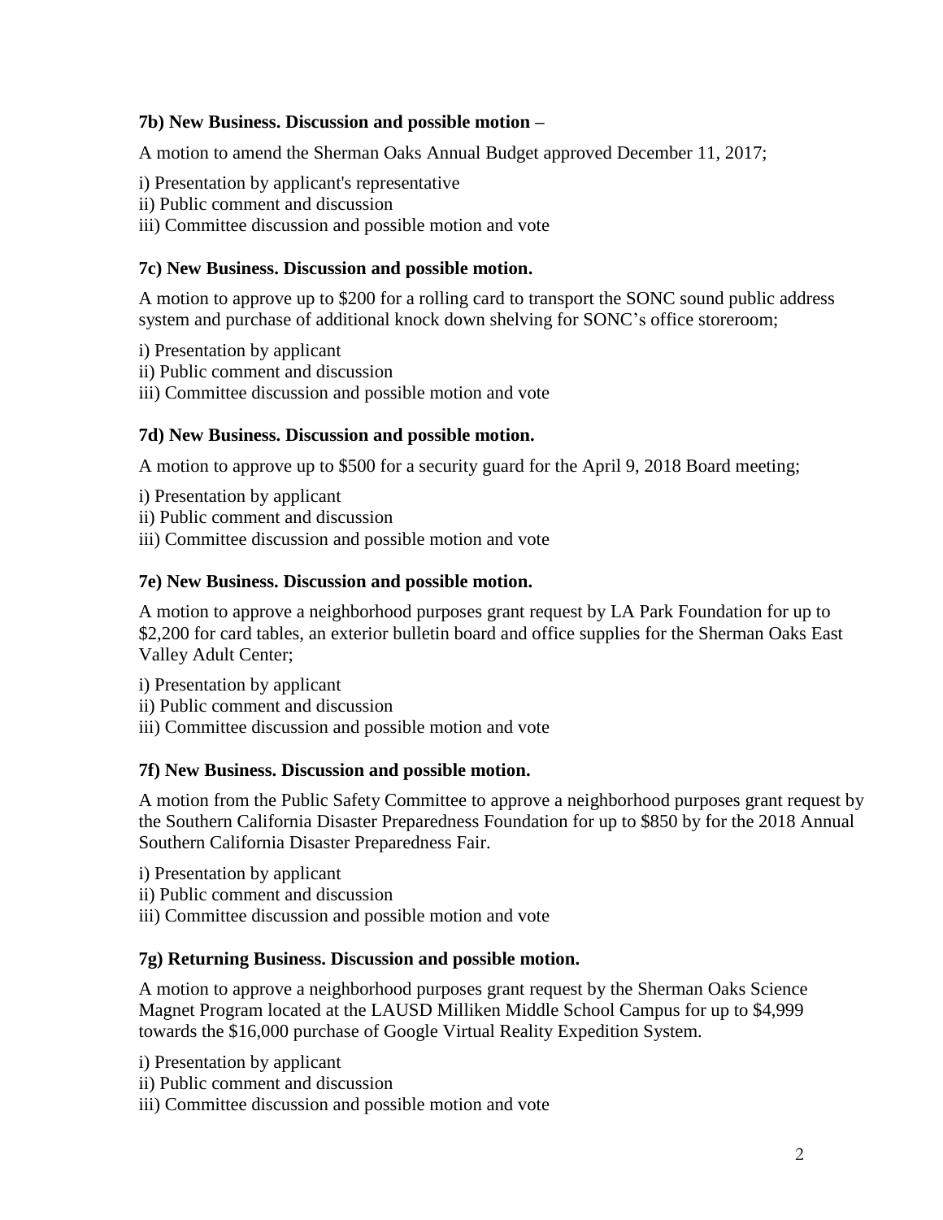**7b) New Business. Discussion and possible motion –**

A motion to amend the Sherman Oaks Annual Budget approved December 11, 2017;

i) Presentation by applicant's representative
ii) Public comment and discussion
iii) Committee discussion and possible motion and vote

**7c) New Business. Discussion and possible motion.**

A motion to approve up to $200 for a rolling card to transport the SONC sound public address system and purchase of additional knock down shelving for SONC's office storeroom;

i) Presentation by applicant
ii) Public comment and discussion
iii) Committee discussion and possible motion and vote

**7d) New Business. Discussion and possible motion.**

A motion to approve up to $500 for a security guard for the April 9, 2018 Board meeting;

i) Presentation by applicant
ii) Public comment and discussion
iii) Committee discussion and possible motion and vote

**7e) New Business. Discussion and possible motion.**

A motion to approve a neighborhood purposes grant request by LA Park Foundation for up to $2,200 for card tables, an exterior bulletin board and office supplies for the Sherman Oaks East Valley Adult Center;

i) Presentation by applicant
ii) Public comment and discussion
iii) Committee discussion and possible motion and vote

**7f) New Business. Discussion and possible motion.**

A motion from the Public Safety Committee to approve a neighborhood purposes grant request by the Southern California Disaster Preparedness Foundation for up to $850 by for the 2018 Annual Southern California Disaster Preparedness Fair.

i) Presentation by applicant
ii) Public comment and discussion
iii) Committee discussion and possible motion and vote

**7g) Returning Business. Discussion and possible motion.**

A motion to approve a neighborhood purposes grant request by the Sherman Oaks Science Magnet Program located at the LAUSD Milliken Middle School Campus for up to $4,999 towards the $16,000 purchase of Google Virtual Reality Expedition System.

i) Presentation by applicant
ii) Public comment and discussion
iii) Committee discussion and possible motion and vote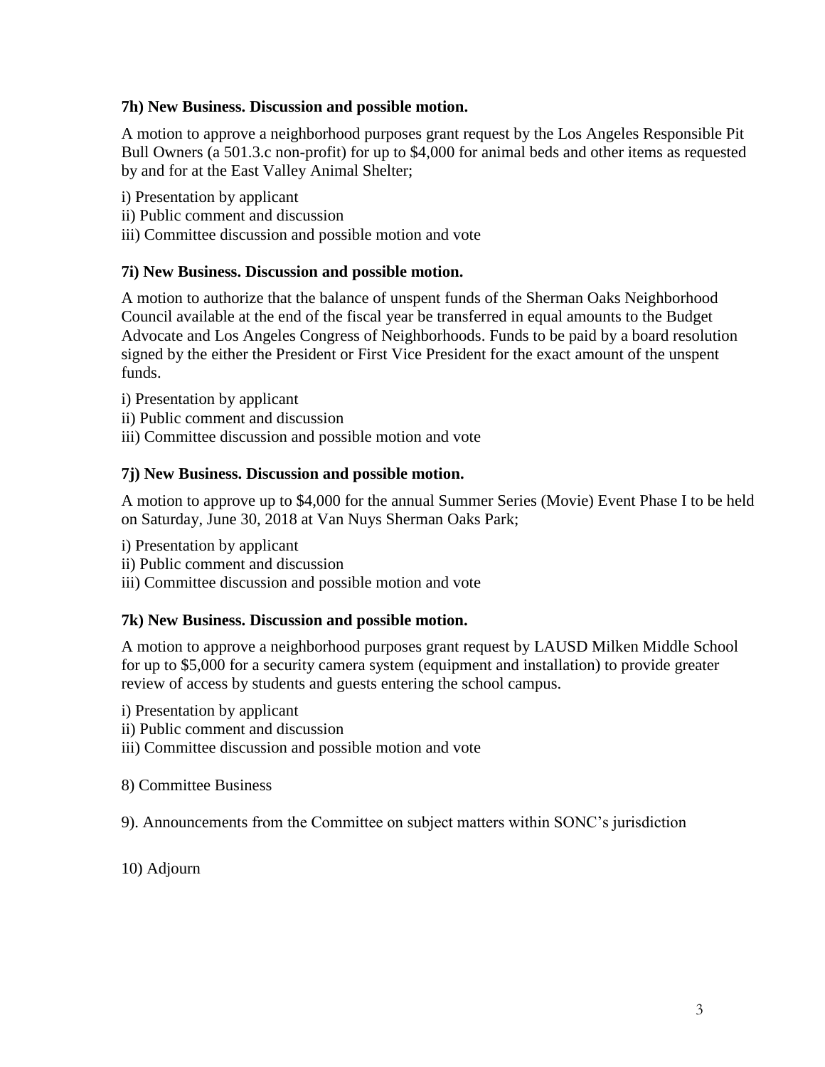**7h) New Business. Discussion and possible motion.**

A motion to approve a neighborhood purposes grant request by the Los Angeles Responsible Pit Bull Owners (a 501.3.c non-profit) for up to $4,000 for animal beds and other items as requested by and for at the East Valley Animal Shelter;

i) Presentation by applicant
ii) Public comment and discussion
iii) Committee discussion and possible motion and vote

**7i) New Business. Discussion and possible motion.**

A motion to authorize that the balance of unspent funds of the Sherman Oaks Neighborhood Council available at the end of the fiscal year be transferred in equal amounts to the Budget Advocate and Los Angeles Congress of Neighborhoods. Funds to be paid by a board resolution signed by the either the President or First Vice President for the exact amount of the unspent funds.

i) Presentation by applicant
ii) Public comment and discussion
iii) Committee discussion and possible motion and vote

**7j) New Business. Discussion and possible motion.**

A motion to approve up to $4,000 for the annual Summer Series (Movie) Event Phase I to be held on Saturday, June 30, 2018 at Van Nuys Sherman Oaks Park;

i) Presentation by applicant
ii) Public comment and discussion
iii) Committee discussion and possible motion and vote

**7k) New Business. Discussion and possible motion.**

A motion to approve a neighborhood purposes grant request by LAUSD Milken Middle School for up to $5,000 for a security camera system (equipment and installation) to provide greater review of access by students and guests entering the school campus.

i) Presentation by applicant
ii) Public comment and discussion
iii) Committee discussion and possible motion and vote

8) Committee Business

9). Announcements from the Committee on subject matters within SONC's jurisdiction

10) Adjourn